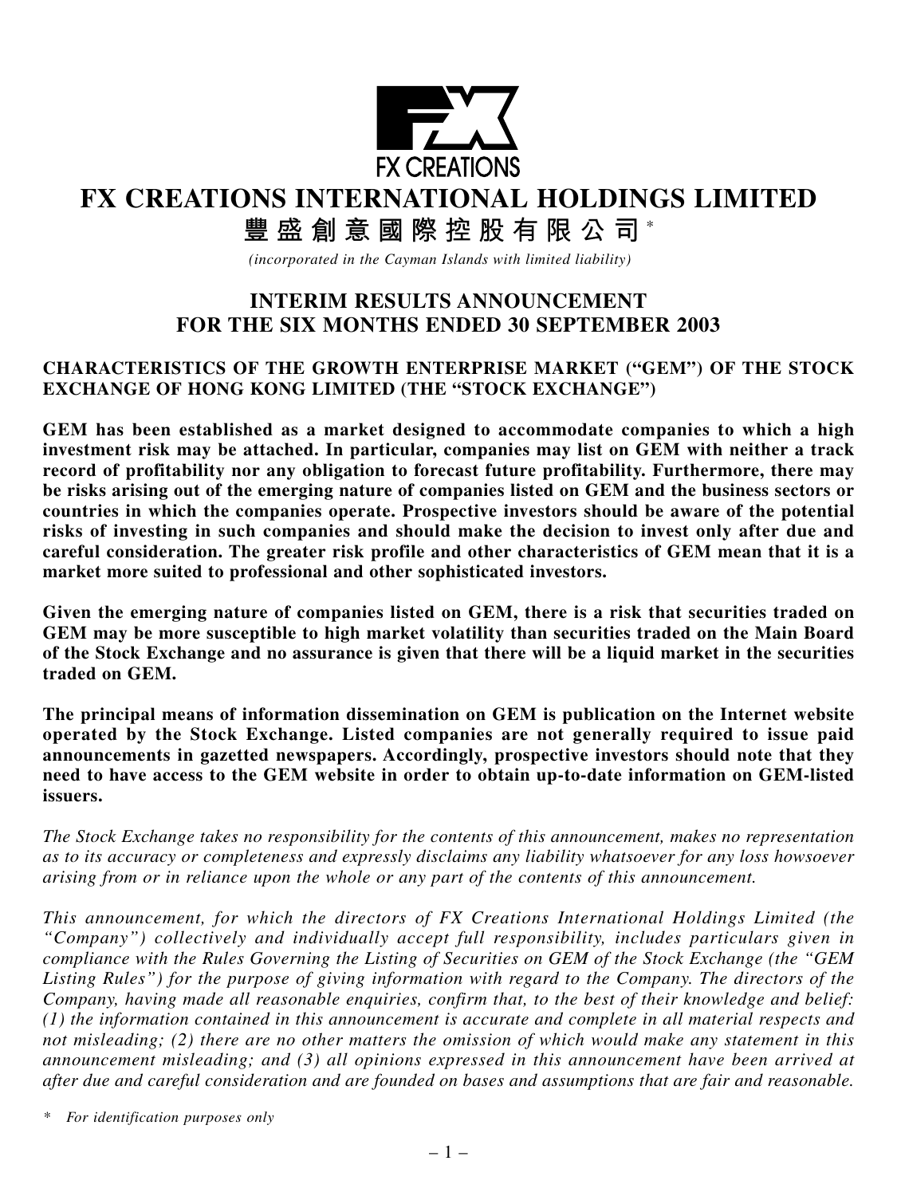FX CREATIONS

# FX CREATIONS INTERNATIONAL HOLDINGS LIMITED

# 豐盛創意國際控股有限公司*

*(incorporated in the Cayman Islands with limited liability)*

## INTERIM RESULTS ANNOUNCEMENT FOR THE SIX MONTHS ENDED 30 SEPTEMBER 2003

**CHARACTERISTICS OF THE GROWTH ENTERPRISE MARKET ("GEM") OF THE STOCK EXCHANGE OF HONG KONG LIMITED (THE "STOCK EXCHANGE")**

**GEM has been established as a market designed to accommodate companies to which a high investment risk may be attached. In particular, companies may list on GEM with neither a track record of profitability nor any obligation to forecast future profitability. Furthermore, there may be risks arising out of the emerging nature of companies listed on GEM and the business sectors or countries in which the companies operate. Prospective investors should be aware of the potential risks of investing in such companies and should make the decision to invest only after due and careful consideration. The greater risk profile and other characteristics of GEM mean that it is a market more suited to professional and other sophisticated investors.**

**Given the emerging nature of companies listed on GEM, there is a risk that securities traded on GEM may be more susceptible to high market volatility than securities traded on the Main Board of the Stock Exchange and no assurance is given that there will be a liquid market in the securities traded on GEM.**

**The principal means of information dissemination on GEM is publication on the Internet website operated by the Stock Exchange. Listed companies are not generally required to issue paid announcements in gazetted newspapers. Accordingly, prospective investors should note that they need to have access to the GEM website in order to obtain up-to-date information on GEM-listed issuers.**

*The Stock Exchange takes no responsibility for the contents of this announcement, makes no representation as to its accuracy or completeness and expressly disclaims any liability whatsoever for any loss howsoever arising from or in reliance upon the whole or any part of the contents of this announcement.*

*This announcement, for which the directors of FX Creations International Holdings Limited (the "Company") collectively and individually accept full responsibility, includes particulars given in compliance with the Rules Governing the Listing of Securities on GEM of the Stock Exchange (the "GEM Listing Rules") for the purpose of giving information with regard to the Company. The directors of the Company, having made all reasonable enquiries, confirm that, to the best of their knowledge and belief: (1) the information contained in this announcement is accurate and complete in all material respects and not misleading; (2) there are no other matters the omission of which would make any statement in this announcement misleading; and (3) all opinions expressed in this announcement have been arrived at after due and careful consideration and are founded on bases and assumptions that are fair and reasonable.*

\* *For identification purposes only*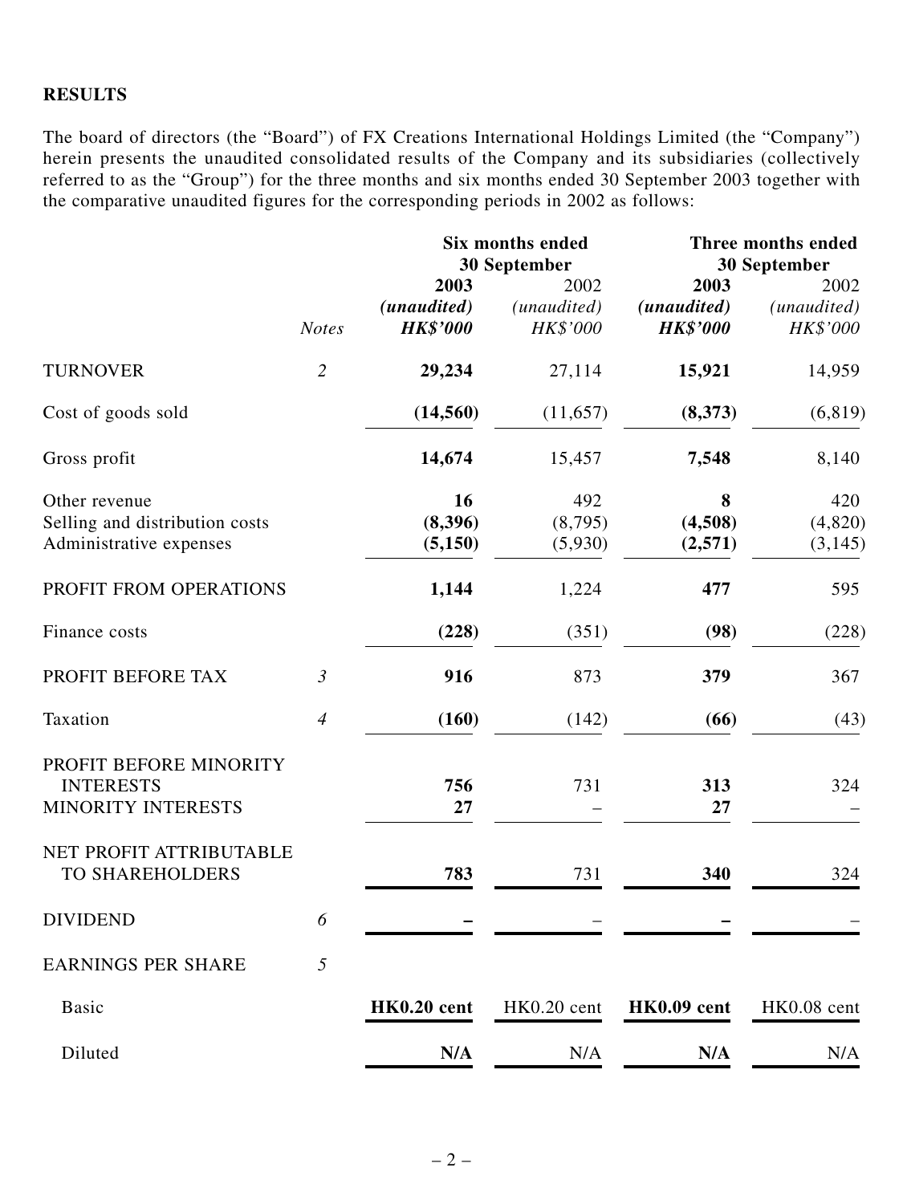## RESULTS

The board of directors (the "Board") of FX Creations International Holdings Limited (the "Company") herein presents the unaudited consolidated results of the Company and its subsidiaries (collectively referred to as the "Group") for the three months and six months ended 30 September 2003 together with the comparative unaudited figures for the corresponding periods in 2002 as follows:

| | | Six months ended 30 September | | Three months ended 30 September | |
|---|---|---|---|---|---|
| | | **2003** | 2002 | **2003** | 2002 |
| | | ***(unaudited)*** | *(unaudited)* | ***(unaudited)*** | *(unaudited)* |
| | *Notes* | ***HK$'000*** | *HK$'000* | ***HK$'000*** | *HK$'000* |
| TURNOVER | *2* | **29,234** | 27,114 | **15,921** | 14,959 |
| Cost of goods sold | | **(14,560)** | (11,657) | **(8,373)** | (6,819) |
| Gross profit | | **14,674** | 15,457 | **7,548** | 8,140 |
| Other revenue | | **16** | 492 | **8** | 420 |
| Selling and distribution costs | | **(8,396)** | (8,795) | **(4,508)** | (4,820) |
| Administrative expenses | | **(5,150)** | (5,930) | **(2,571)** | (3,145) |
| PROFIT FROM OPERATIONS | | **1,144** | 1,224 | **477** | 595 |
| Finance costs | | **(228)** | (351) | **(98)** | (228) |
| PROFIT BEFORE TAX | *3* | **916** | 873 | **379** | 367 |
| Taxation | *4* | **(160)** | (142) | **(66)** | (43) |
| PROFIT BEFORE MINORITY INTERESTS | | **756** | 731 | **313** | 324 |
| MINORITY INTERESTS | | **27** | – | **27** | – |
| NET PROFIT ATTRIBUTABLE TO SHAREHOLDERS | | **783** | 731 | **340** | 324 |
| DIVIDEND | *6* | **–** | – | **–** | – |
| EARNINGS PER SHARE | *5* | | | | |
| Basic | | **HK0.20 cent** | HK0.20 cent | **HK0.09 cent** | HK0.08 cent |
| Diluted | | **N/A** | N/A | **N/A** | N/A |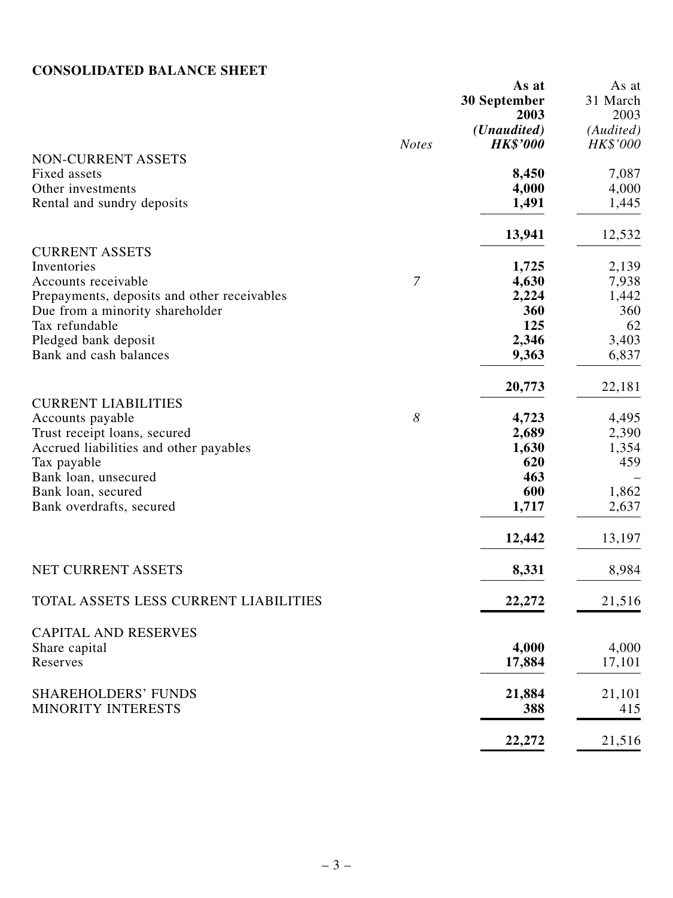# CONSOLIDATED BALANCE SHEET

| | *Notes* | **As at 30 September 2003 *(Unaudited)* *HK$'000*** | As at 31 March 2003 *(Audited)* *HK$'000* |
|---|---|---|---|
| NON-CURRENT ASSETS | | | |
| Fixed assets | | **8,450** | 7,087 |
| Other investments | | **4,000** | 4,000 |
| Rental and sundry deposits | | **1,491** | 1,445 |
| | | **13,941** | 12,532 |
| CURRENT ASSETS | | | |
| Inventories | | **1,725** | 2,139 |
| Accounts receivable | *7* | **4,630** | 7,938 |
| Prepayments, deposits and other receivables | | **2,224** | 1,442 |
| Due from a minority shareholder | | **360** | 360 |
| Tax refundable | | **125** | 62 |
| Pledged bank deposit | | **2,346** | 3,403 |
| Bank and cash balances | | **9,363** | 6,837 |
| | | **20,773** | 22,181 |
| CURRENT LIABILITIES | | | |
| Accounts payable | *8* | **4,723** | 4,495 |
| Trust receipt loans, secured | | **2,689** | 2,390 |
| Accrued liabilities and other payables | | **1,630** | 1,354 |
| Tax payable | | **620** | 459 |
| Bank loan, unsecured | | **463** | – |
| Bank loan, secured | | **600** | 1,862 |
| Bank overdrafts, secured | | **1,717** | 2,637 |
| | | **12,442** | 13,197 |
| NET CURRENT ASSETS | | **8,331** | 8,984 |
| TOTAL ASSETS LESS CURRENT LIABILITIES | | **22,272** | 21,516 |
| CAPITAL AND RESERVES | | | |
| Share capital | | **4,000** | 4,000 |
| Reserves | | **17,884** | 17,101 |
| SHAREHOLDERS' FUNDS | | **21,884** | 21,101 |
| MINORITY INTERESTS | | **388** | 415 |
| | | **22,272** | 21,516 |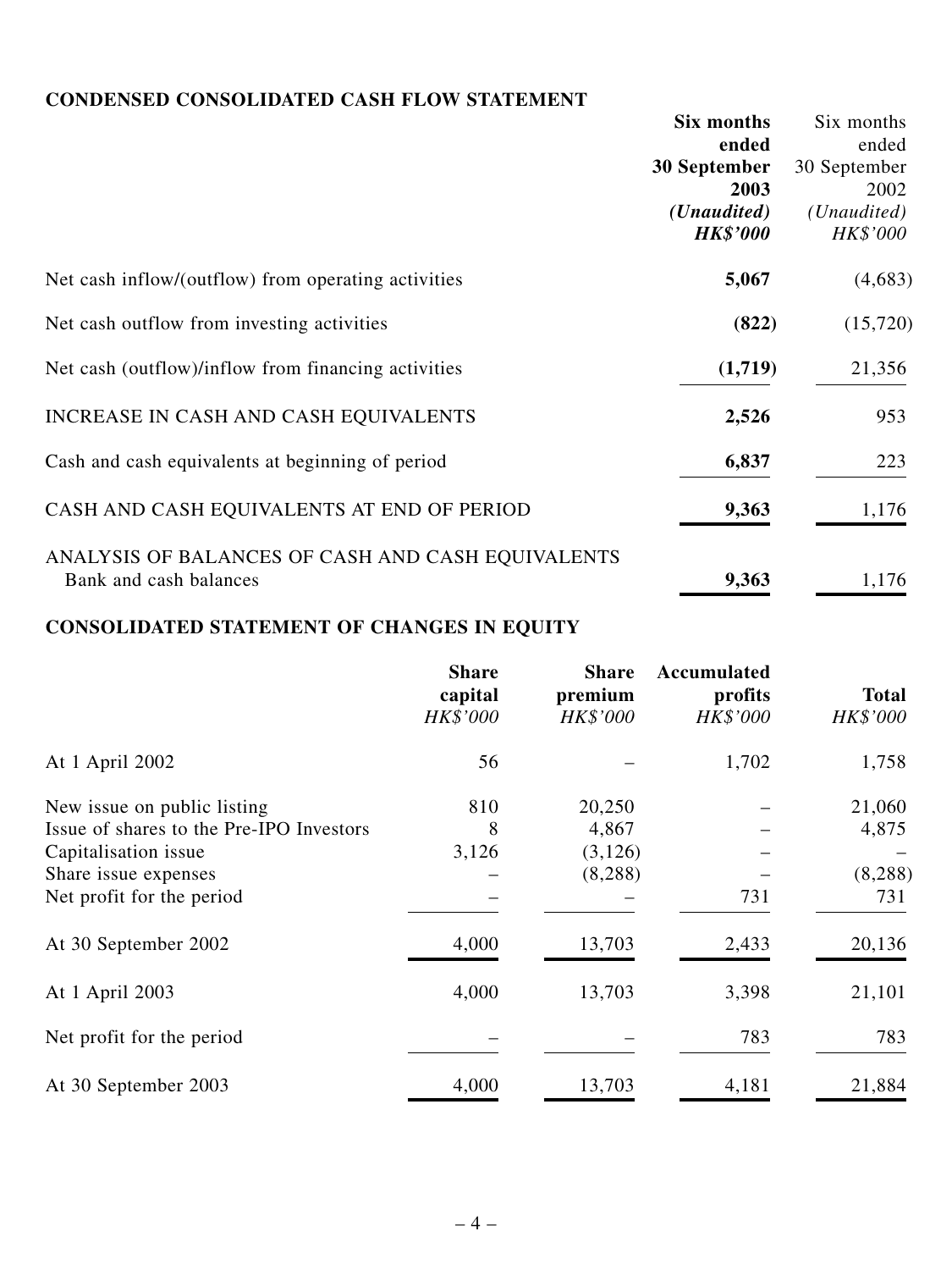## CONDENSED CONSOLIDATED CASH FLOW STATEMENT

| | **Six months ended 30 September 2003 (Unaudited) HK$'000** | Six months ended 30 September 2002 (Unaudited) HK$'000 |
|---|---|---|
| Net cash inflow/(outflow) from operating activities | **5,067** | (4,683) |
| Net cash outflow from investing activities | **(822)** | (15,720) |
| Net cash (outflow)/inflow from financing activities | **(1,719)** | 21,356 |
| INCREASE IN CASH AND CASH EQUIVALENTS | **2,526** | 953 |
| Cash and cash equivalents at beginning of period | **6,837** | 223 |
| CASH AND CASH EQUIVALENTS AT END OF PERIOD | **9,363** | 1,176 |
| ANALYSIS OF BALANCES OF CASH AND CASH EQUIVALENTS | | |
| Bank and cash balances | **9,363** | 1,176 |

## CONSOLIDATED STATEMENT OF CHANGES IN EQUITY

| | **Share capital** *HK$'000* | **Share premium** *HK$'000* | **Accumulated profits** *HK$'000* | **Total** *HK$'000* |
|---|---|---|---|---|
| At 1 April 2002 | 56 | – | 1,702 | 1,758 |
| New issue on public listing | 810 | 20,250 | – | 21,060 |
| Issue of shares to the Pre-IPO Investors | 8 | 4,867 | – | 4,875 |
| Capitalisation issue | 3,126 | (3,126) | – | – |
| Share issue expenses | – | (8,288) | – | (8,288) |
| Net profit for the period | – | – | 731 | 731 |
| At 30 September 2002 | 4,000 | 13,703 | 2,433 | 20,136 |
| At 1 April 2003 | 4,000 | 13,703 | 3,398 | 21,101 |
| Net profit for the period | – | – | 783 | 783 |
| At 30 September 2003 | 4,000 | 13,703 | 4,181 | 21,884 |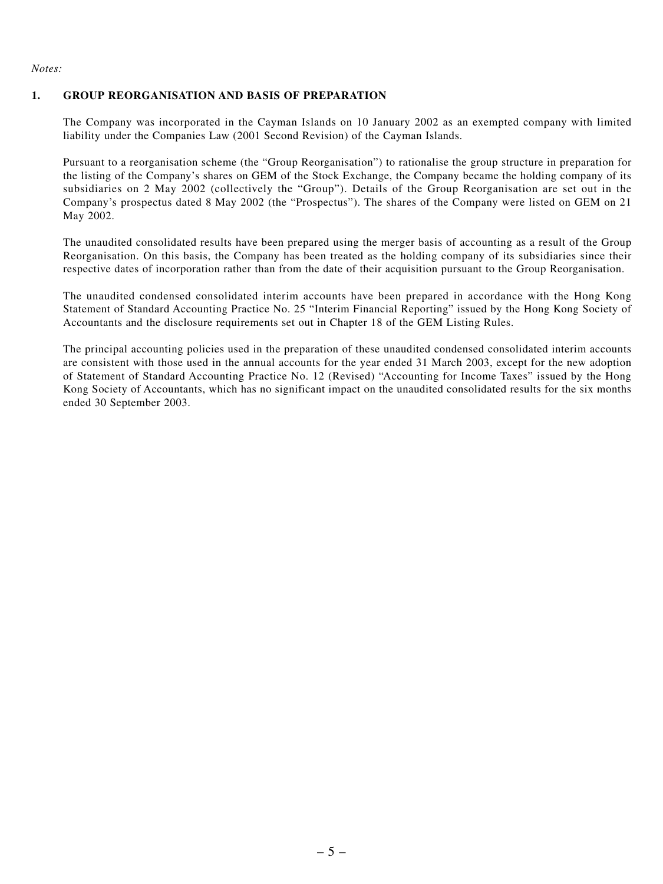*Notes:*

## 1. GROUP REORGANISATION AND BASIS OF PREPARATION

The Company was incorporated in the Cayman Islands on 10 January 2002 as an exempted company with limited liability under the Companies Law (2001 Second Revision) of the Cayman Islands.

Pursuant to a reorganisation scheme (the "Group Reorganisation") to rationalise the group structure in preparation for the listing of the Company's shares on GEM of the Stock Exchange, the Company became the holding company of its subsidiaries on 2 May 2002 (collectively the "Group"). Details of the Group Reorganisation are set out in the Company's prospectus dated 8 May 2002 (the "Prospectus"). The shares of the Company were listed on GEM on 21 May 2002.

The unaudited consolidated results have been prepared using the merger basis of accounting as a result of the Group Reorganisation. On this basis, the Company has been treated as the holding company of its subsidiaries since their respective dates of incorporation rather than from the date of their acquisition pursuant to the Group Reorganisation.

The unaudited condensed consolidated interim accounts have been prepared in accordance with the Hong Kong Statement of Standard Accounting Practice No. 25 "Interim Financial Reporting" issued by the Hong Kong Society of Accountants and the disclosure requirements set out in Chapter 18 of the GEM Listing Rules.

The principal accounting policies used in the preparation of these unaudited condensed consolidated interim accounts are consistent with those used in the annual accounts for the year ended 31 March 2003, except for the new adoption of Statement of Standard Accounting Practice No. 12 (Revised) "Accounting for Income Taxes" issued by the Hong Kong Society of Accountants, which has no significant impact on the unaudited consolidated results for the six months ended 30 September 2003.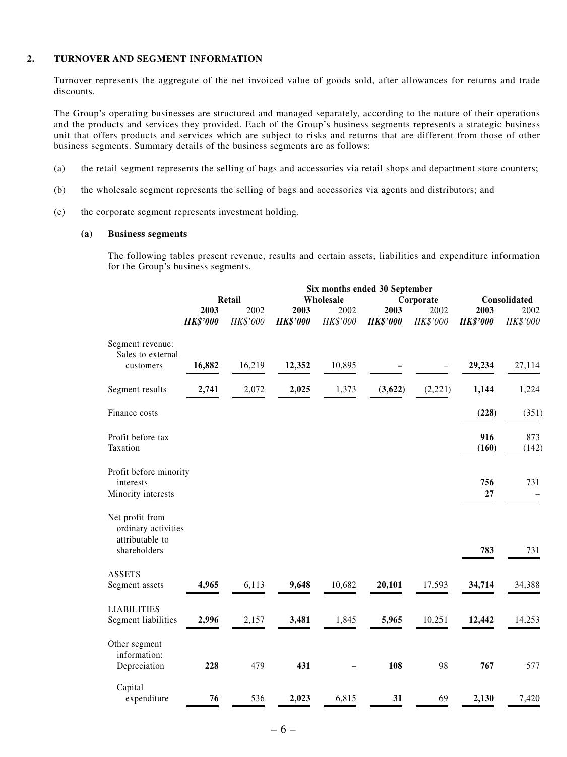## 2. TURNOVER AND SEGMENT INFORMATION

Turnover represents the aggregate of the net invoiced value of goods sold, after allowances for returns and trade discounts.

The Group's operating businesses are structured and managed separately, according to the nature of their operations and the products and services they provided. Each of the Group's business segments represents a strategic business unit that offers products and services which are subject to risks and returns that are different from those of other business segments. Summary details of the business segments are as follows:

(a) the retail segment represents the selling of bags and accessories via retail shops and department store counters;

(b) the wholesale segment represents the selling of bags and accessories via agents and distributors; and

(c) the corporate segment represents investment holding.

### (a) Business segments

The following tables present revenue, results and certain assets, liabilities and expenditure information for the Group's business segments.

| | Six months ended 30 September | | | | | | | |
|---|---|---|---|---|---|---|---|---|
| | Retail | | Wholesale | | Corporate | | Consolidated | |
| | **2003** | 2002 | **2003** | 2002 | **2003** | 2002 | **2003** | 2002 |
| | ***HK$'000*** | *HK$'000* | ***HK$'000*** | *HK$'000* | ***HK$'000*** | *HK$'000* | ***HK$'000*** | *HK$'000* |
| Segment revenue: Sales to external customers | **16,882** | 16,219 | **12,352** | 10,895 | **–** | – | **29,234** | 27,114 |
| Segment results | **2,741** | 2,072 | **2,025** | 1,373 | **(3,622)** | (2,221) | **1,144** | 1,224 |
| Finance costs | | | | | | | **(228)** | (351) |
| Profit before tax | | | | | | | **916** | 873 |
| Taxation | | | | | | | **(160)** | (142) |
| Profit before minority interests | | | | | | | **756** | 731 |
| Minority interests | | | | | | | **27** | – |
| Net profit from ordinary activities attributable to shareholders | | | | | | | **783** | 731 |
| ASSETS | | | | | | | | |
| Segment assets | **4,965** | 6,113 | **9,648** | 10,682 | **20,101** | 17,593 | **34,714** | 34,388 |
| LIABILITIES | | | | | | | | |
| Segment liabilities | **2,996** | 2,157 | **3,481** | 1,845 | **5,965** | 10,251 | **12,442** | 14,253 |
| Other segment information: | | | | | | | | |
| Depreciation | **228** | 479 | **431** | – | **108** | 98 | **767** | 577 |
| Capital expenditure | **76** | 536 | **2,023** | 6,815 | **31** | 69 | **2,130** | 7,420 |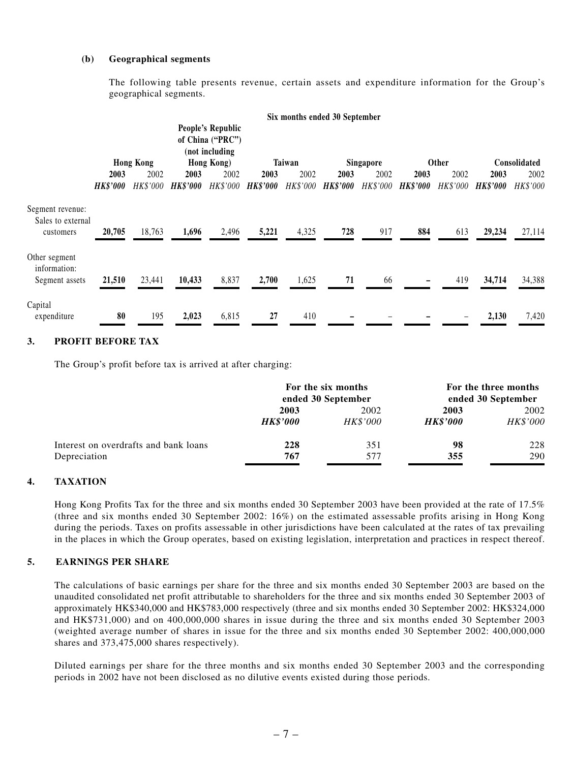**(b) Geographical segments**

The following table presents revenue, certain assets and expenditure information for the Group's geographical segments.

| | Six months ended 30 September | | | | | | | | | | | |
|---|---|---|---|---|---|---|---|---|---|---|---|---|
| | Hong Kong | | People's Republic of China ("PRC") (not including Hong Kong) | | Taiwan | | Singapore | | Other | | Consolidated | |
| | **2003** | 2002 | **2003** | 2002 | **2003** | 2002 | **2003** | 2002 | **2003** | 2002 | **2003** | 2002 |
| | ***HK$'000*** | *HK$'000* | ***HK$'000*** | *HK$'000* | ***HK$'000*** | *HK$'000* | ***HK$'000*** | *HK$'000* | ***HK$'000*** | *HK$'000* | ***HK$'000*** | *HK$'000* |
| Segment revenue: Sales to external customers | **20,705** | 18,763 | **1,696** | 2,496 | **5,221** | 4,325 | **728** | 917 | **884** | 613 | **29,234** | 27,114 |
| Other segment information: Segment assets | **21,510** | 23,441 | **10,433** | 8,837 | **2,700** | 1,625 | **71** | 66 | **–** | 419 | **34,714** | 34,388 |
| Capital expenditure | **80** | 195 | **2,023** | 6,815 | **27** | 410 | **–** | – | **–** | – | **2,130** | 7,420 |

## 3. PROFIT BEFORE TAX

The Group's profit before tax is arrived at after charging:

| | For the six months ended 30 September | | For the three months ended 30 September | |
|---|---|---|---|---|
| | **2003** | 2002 | **2003** | 2002 |
| | ***HK$'000*** | *HK$'000* | ***HK$'000*** | *HK$'000* |
| Interest on overdrafts and bank loans | **228** | 351 | **98** | 228 |
| Depreciation | **767** | 577 | **355** | 290 |

## 4. TAXATION

Hong Kong Profits Tax for the three and six months ended 30 September 2003 have been provided at the rate of 17.5% (three and six months ended 30 September 2002: 16%) on the estimated assessable profits arising in Hong Kong during the periods. Taxes on profits assessable in other jurisdictions have been calculated at the rates of tax prevailing in the places in which the Group operates, based on existing legislation, interpretation and practices in respect thereof.

## 5. EARNINGS PER SHARE

The calculations of basic earnings per share for the three and six months ended 30 September 2003 are based on the unaudited consolidated net profit attributable to shareholders for the three and six months ended 30 September 2003 of approximately HK$340,000 and HK$783,000 respectively (three and six months ended 30 September 2002: HK$324,000 and HK$731,000) and on 400,000,000 shares in issue during the three and six months ended 30 September 2003 (weighted average number of shares in issue for the three and six months ended 30 September 2002: 400,000,000 shares and 373,475,000 shares respectively).

Diluted earnings per share for the three months and six months ended 30 September 2003 and the corresponding periods in 2002 have not been disclosed as no dilutive events existed during those periods.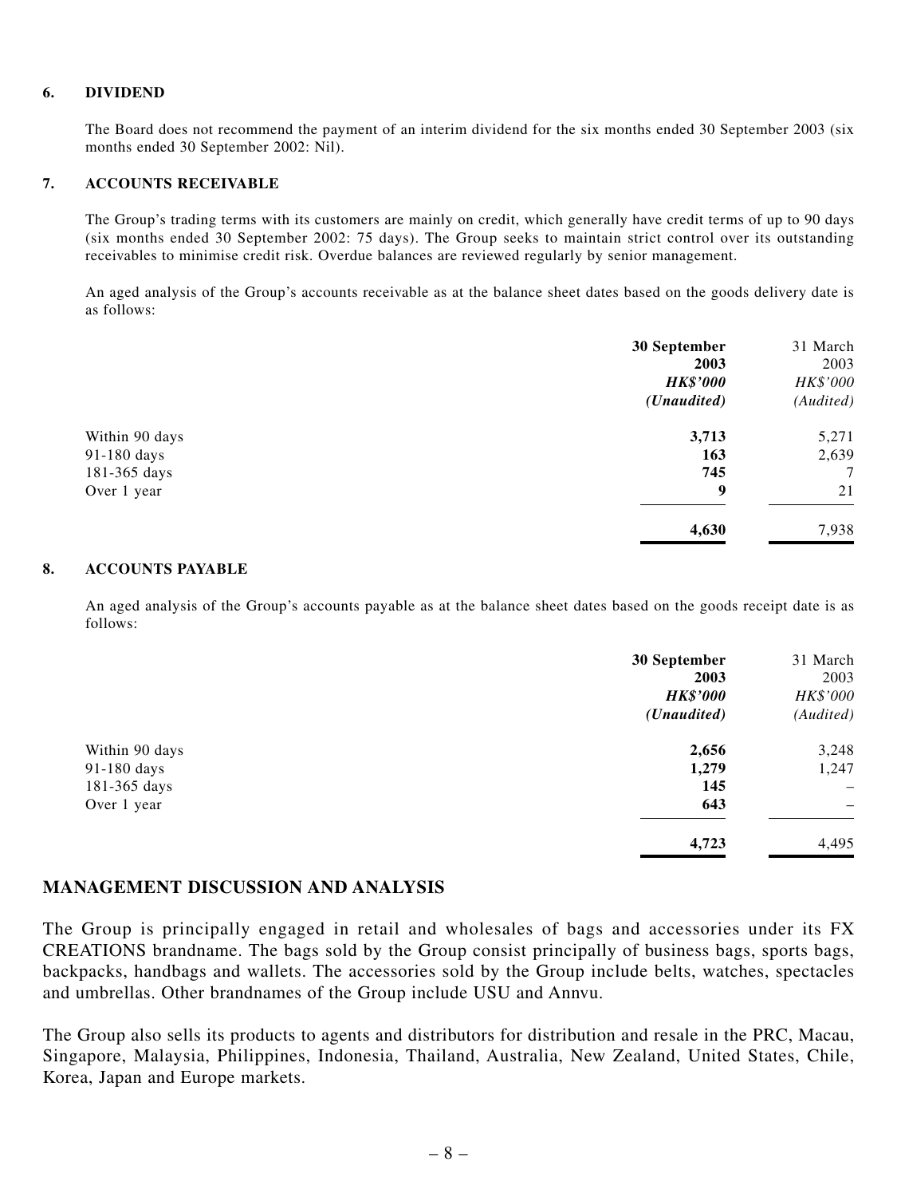### 6. DIVIDEND

The Board does not recommend the payment of an interim dividend for the six months ended 30 September 2003 (six months ended 30 September 2002: Nil).

### 7. ACCOUNTS RECEIVABLE

The Group's trading terms with its customers are mainly on credit, which generally have credit terms of up to 90 days (six months ended 30 September 2002: 75 days). The Group seeks to maintain strict control over its outstanding receivables to minimise credit risk. Overdue balances are reviewed regularly by senior management.

An aged analysis of the Group's accounts receivable as at the balance sheet dates based on the goods delivery date is as follows:

| | **30 September 2003** | 31 March 2003 |
|---|---|---|
| | ***HK$'000*** | *HK$'000* |
| | ***(Unaudited)*** | *(Audited)* |
| Within 90 days | **3,713** | 5,271 |
| 91-180 days | **163** | 2,639 |
| 181-365 days | **745** | 7 |
| Over 1 year | **9** | 21 |
| | **4,630** | 7,938 |

### 8. ACCOUNTS PAYABLE

An aged analysis of the Group's accounts payable as at the balance sheet dates based on the goods receipt date is as follows:

| | **30 September 2003** | 31 March 2003 |
|---|---|---|
| | ***HK$'000*** | *HK$'000* |
| | ***(Unaudited)*** | *(Audited)* |
| Within 90 days | **2,656** | 3,248 |
| 91-180 days | **1,279** | 1,247 |
| 181-365 days | **145** | – |
| Over 1 year | **643** | – |
| | **4,723** | 4,495 |

## MANAGEMENT DISCUSSION AND ANALYSIS

The Group is principally engaged in retail and wholesales of bags and accessories under its FX CREATIONS brandname. The bags sold by the Group consist principally of business bags, sports bags, backpacks, handbags and wallets. The accessories sold by the Group include belts, watches, spectacles and umbrellas. Other brandnames of the Group include USU and Annvu.

The Group also sells its products to agents and distributors for distribution and resale in the PRC, Macau, Singapore, Malaysia, Philippines, Indonesia, Thailand, Australia, New Zealand, United States, Chile, Korea, Japan and Europe markets.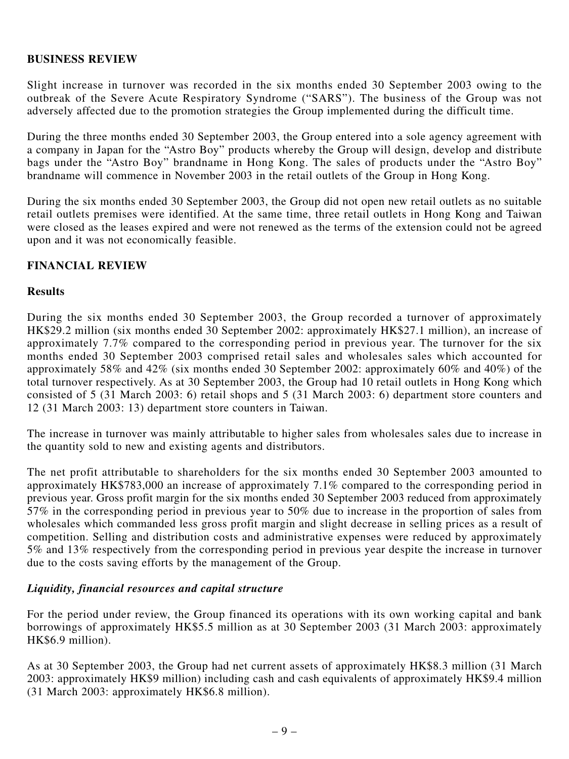## BUSINESS REVIEW

Slight increase in turnover was recorded in the six months ended 30 September 2003 owing to the outbreak of the Severe Acute Respiratory Syndrome ("SARS"). The business of the Group was not adversely affected due to the promotion strategies the Group implemented during the difficult time.

During the three months ended 30 September 2003, the Group entered into a sole agency agreement with a company in Japan for the "Astro Boy" products whereby the Group will design, develop and distribute bags under the "Astro Boy" brandname in Hong Kong. The sales of products under the "Astro Boy" brandname will commence in November 2003 in the retail outlets of the Group in Hong Kong.

During the six months ended 30 September 2003, the Group did not open new retail outlets as no suitable retail outlets premises were identified. At the same time, three retail outlets in Hong Kong and Taiwan were closed as the leases expired and were not renewed as the terms of the extension could not be agreed upon and it was not economically feasible.

## FINANCIAL REVIEW

### Results

During the six months ended 30 September 2003, the Group recorded a turnover of approximately HK$29.2 million (six months ended 30 September 2002: approximately HK$27.1 million), an increase of approximately 7.7% compared to the corresponding period in previous year. The turnover for the six months ended 30 September 2003 comprised retail sales and wholesales sales which accounted for approximately 58% and 42% (six months ended 30 September 2002: approximately 60% and 40%) of the total turnover respectively. As at 30 September 2003, the Group had 10 retail outlets in Hong Kong which consisted of 5 (31 March 2003: 6) retail shops and 5 (31 March 2003: 6) department store counters and 12 (31 March 2003: 13) department store counters in Taiwan.

The increase in turnover was mainly attributable to higher sales from wholesales sales due to increase in the quantity sold to new and existing agents and distributors.

The net profit attributable to shareholders for the six months ended 30 September 2003 amounted to approximately HK$783,000 an increase of approximately 7.1% compared to the corresponding period in previous year. Gross profit margin for the six months ended 30 September 2003 reduced from approximately 57% in the corresponding period in previous year to 50% due to increase in the proportion of sales from wholesales which commanded less gross profit margin and slight decrease in selling prices as a result of competition. Selling and distribution costs and administrative expenses were reduced by approximately 5% and 13% respectively from the corresponding period in previous year despite the increase in turnover due to the costs saving efforts by the management of the Group.

### *Liquidity, financial resources and capital structure*

For the period under review, the Group financed its operations with its own working capital and bank borrowings of approximately HK$5.5 million as at 30 September 2003 (31 March 2003: approximately HK$6.9 million).

As at 30 September 2003, the Group had net current assets of approximately HK$8.3 million (31 March 2003: approximately HK$9 million) including cash and cash equivalents of approximately HK$9.4 million (31 March 2003: approximately HK$6.8 million).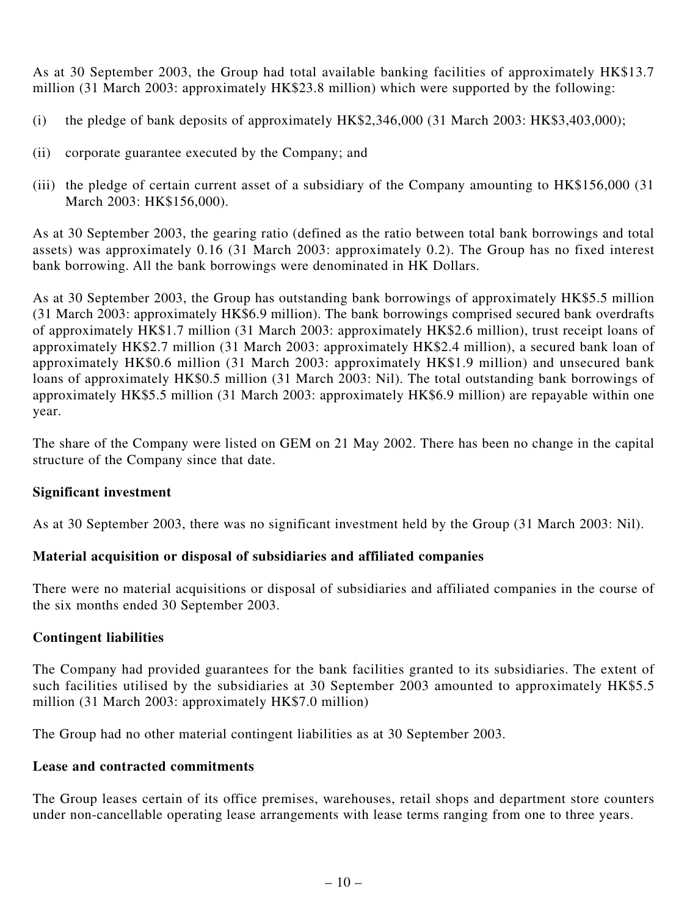As at 30 September 2003, the Group had total available banking facilities of approximately HK$13.7 million (31 March 2003: approximately HK$23.8 million) which were supported by the following:

(i) the pledge of bank deposits of approximately HK$2,346,000 (31 March 2003: HK$3,403,000);

(ii) corporate guarantee executed by the Company; and

(iii) the pledge of certain current asset of a subsidiary of the Company amounting to HK$156,000 (31 March 2003: HK$156,000).

As at 30 September 2003, the gearing ratio (defined as the ratio between total bank borrowings and total assets) was approximately 0.16 (31 March 2003: approximately 0.2). The Group has no fixed interest bank borrowing. All the bank borrowings were denominated in HK Dollars.

As at 30 September 2003, the Group has outstanding bank borrowings of approximately HK$5.5 million (31 March 2003: approximately HK$6.9 million). The bank borrowings comprised secured bank overdrafts of approximately HK$1.7 million (31 March 2003: approximately HK$2.6 million), trust receipt loans of approximately HK$2.7 million (31 March 2003: approximately HK$2.4 million), a secured bank loan of approximately HK$0.6 million (31 March 2003: approximately HK$1.9 million) and unsecured bank loans of approximately HK$0.5 million (31 March 2003: Nil). The total outstanding bank borrowings of approximately HK$5.5 million (31 March 2003: approximately HK$6.9 million) are repayable within one year.

The share of the Company were listed on GEM on 21 May 2002. There has been no change in the capital structure of the Company since that date.

**Significant investment**

As at 30 September 2003, there was no significant investment held by the Group (31 March 2003: Nil).

**Material acquisition or disposal of subsidiaries and affiliated companies**

There were no material acquisitions or disposal of subsidiaries and affiliated companies in the course of the six months ended 30 September 2003.

**Contingent liabilities**

The Company had provided guarantees for the bank facilities granted to its subsidiaries. The extent of such facilities utilised by the subsidiaries at 30 September 2003 amounted to approximately HK$5.5 million (31 March 2003: approximately HK$7.0 million)

The Group had no other material contingent liabilities as at 30 September 2003.

**Lease and contracted commitments**

The Group leases certain of its office premises, warehouses, retail shops and department store counters under non-cancellable operating lease arrangements with lease terms ranging from one to three years.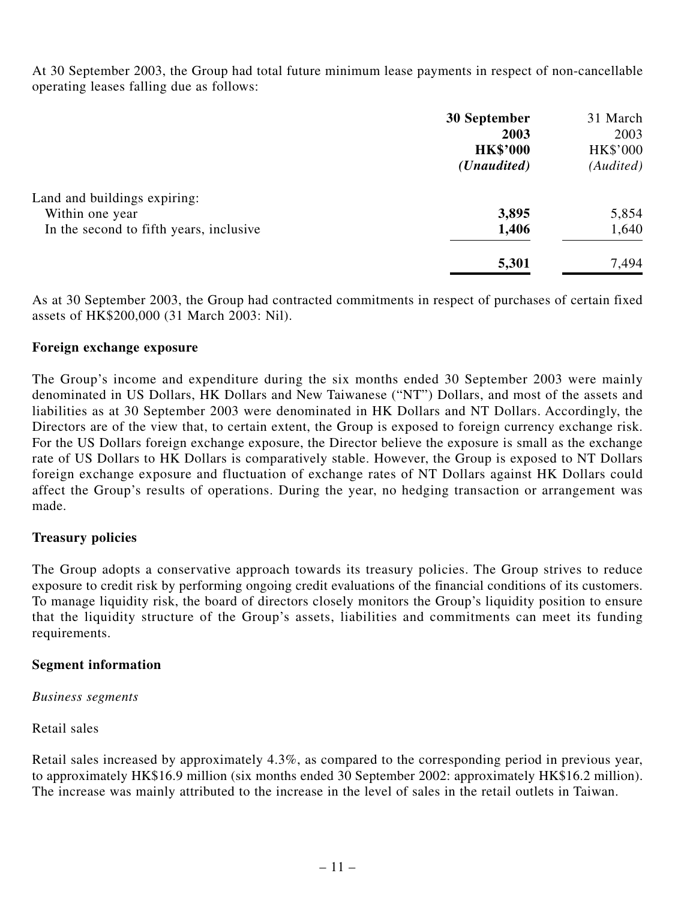At 30 September 2003, the Group had total future minimum lease payments in respect of non-cancellable operating leases falling due as follows:

| | **30 September 2003 HK$'000 *(Unaudited)*** | 31 March 2003 HK$'000 *(Audited)* |
|---|---|---|
| Land and buildings expiring: | | |
| Within one year | **3,895** | 5,854 |
| In the second to fifth years, inclusive | **1,406** | 1,640 |
| | **5,301** | 7,494 |

As at 30 September 2003, the Group had contracted commitments in respect of purchases of certain fixed assets of HK$200,000 (31 March 2003: Nil).

### Foreign exchange exposure

The Group's income and expenditure during the six months ended 30 September 2003 were mainly denominated in US Dollars, HK Dollars and New Taiwanese ("NT") Dollars, and most of the assets and liabilities as at 30 September 2003 were denominated in HK Dollars and NT Dollars. Accordingly, the Directors are of the view that, to certain extent, the Group is exposed to foreign currency exchange risk. For the US Dollars foreign exchange exposure, the Director believe the exposure is small as the exchange rate of US Dollars to HK Dollars is comparatively stable. However, the Group is exposed to NT Dollars foreign exchange exposure and fluctuation of exchange rates of NT Dollars against HK Dollars could affect the Group's results of operations. During the year, no hedging transaction or arrangement was made.

### Treasury policies

The Group adopts a conservative approach towards its treasury policies. The Group strives to reduce exposure to credit risk by performing ongoing credit evaluations of the financial conditions of its customers. To manage liquidity risk, the board of directors closely monitors the Group's liquidity position to ensure that the liquidity structure of the Group's assets, liabilities and commitments can meet its funding requirements.

### Segment information

*Business segments*

Retail sales

Retail sales increased by approximately 4.3%, as compared to the corresponding period in previous year, to approximately HK$16.9 million (six months ended 30 September 2002: approximately HK$16.2 million). The increase was mainly attributed to the increase in the level of sales in the retail outlets in Taiwan.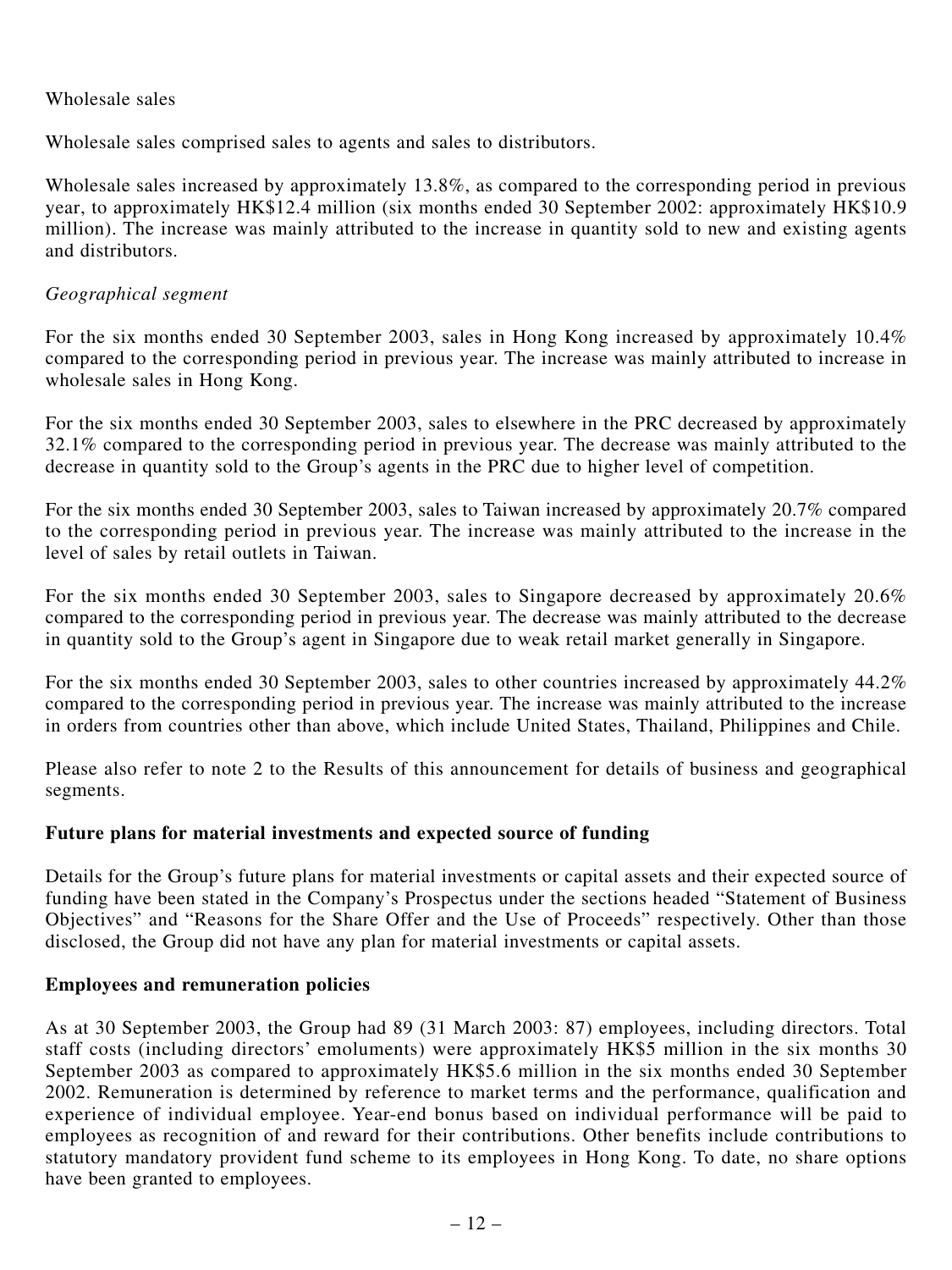Wholesale sales

Wholesale sales comprised sales to agents and sales to distributors.

Wholesale sales increased by approximately 13.8%, as compared to the corresponding period in previous year, to approximately HK$12.4 million (six months ended 30 September 2002: approximately HK$10.9 million). The increase was mainly attributed to the increase in quantity sold to new and existing agents and distributors.

*Geographical segment*

For the six months ended 30 September 2003, sales in Hong Kong increased by approximately 10.4% compared to the corresponding period in previous year. The increase was mainly attributed to increase in wholesale sales in Hong Kong.

For the six months ended 30 September 2003, sales to elsewhere in the PRC decreased by approximately 32.1% compared to the corresponding period in previous year. The decrease was mainly attributed to the decrease in quantity sold to the Group's agents in the PRC due to higher level of competition.

For the six months ended 30 September 2003, sales to Taiwan increased by approximately 20.7% compared to the corresponding period in previous year. The increase was mainly attributed to the increase in the level of sales by retail outlets in Taiwan.

For the six months ended 30 September 2003, sales to Singapore decreased by approximately 20.6% compared to the corresponding period in previous year. The decrease was mainly attributed to the decrease in quantity sold to the Group's agent in Singapore due to weak retail market generally in Singapore.

For the six months ended 30 September 2003, sales to other countries increased by approximately 44.2% compared to the corresponding period in previous year. The increase was mainly attributed to the increase in orders from countries other than above, which include United States, Thailand, Philippines and Chile.

Please also refer to note 2 to the Results of this announcement for details of business and geographical segments.

**Future plans for material investments and expected source of funding**

Details for the Group's future plans for material investments or capital assets and their expected source of funding have been stated in the Company's Prospectus under the sections headed "Statement of Business Objectives" and "Reasons for the Share Offer and the Use of Proceeds" respectively. Other than those disclosed, the Group did not have any plan for material investments or capital assets.

**Employees and remuneration policies**

As at 30 September 2003, the Group had 89 (31 March 2003: 87) employees, including directors. Total staff costs (including directors' emoluments) were approximately HK$5 million in the six months 30 September 2003 as compared to approximately HK$5.6 million in the six months ended 30 September 2002. Remuneration is determined by reference to market terms and the performance, qualification and experience of individual employee. Year-end bonus based on individual performance will be paid to employees as recognition of and reward for their contributions. Other benefits include contributions to statutory mandatory provident fund scheme to its employees in Hong Kong. To date, no share options have been granted to employees.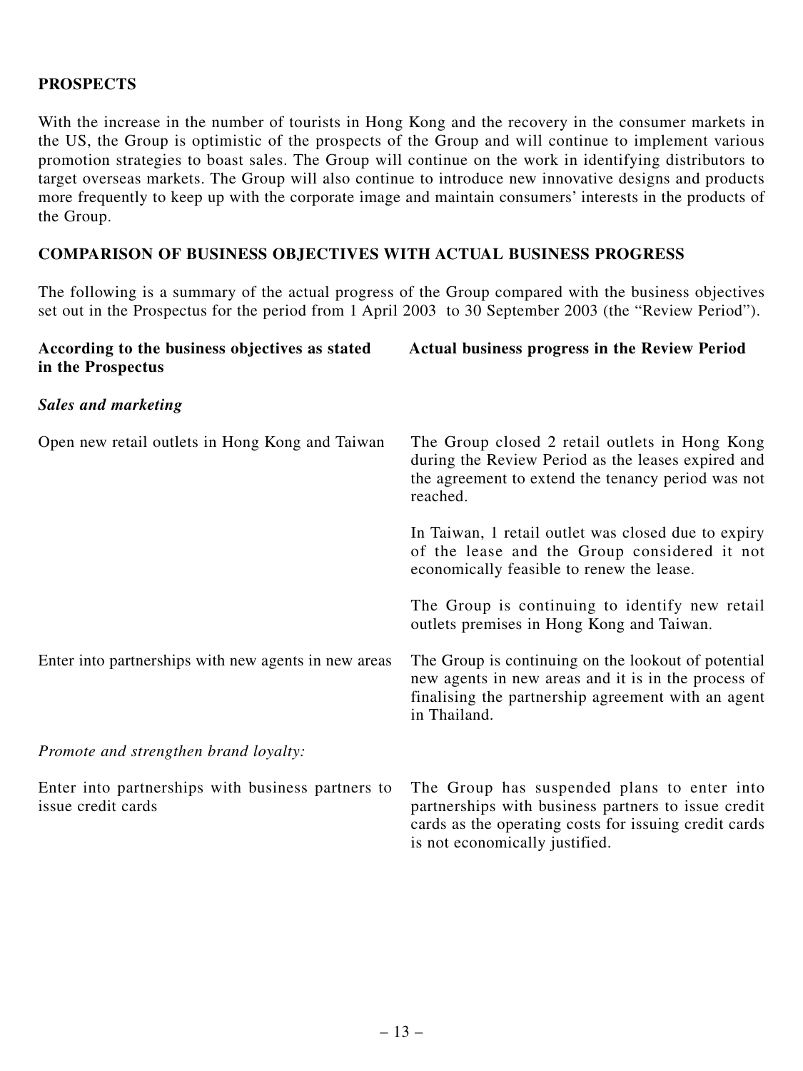## PROSPECTS

With the increase in the number of tourists in Hong Kong and the recovery in the consumer markets in the US, the Group is optimistic of the prospects of the Group and will continue to implement various promotion strategies to boast sales. The Group will continue on the work in identifying distributors to target overseas markets. The Group will also continue to introduce new innovative designs and products more frequently to keep up with the corporate image and maintain consumers' interests in the products of the Group.

## COMPARISON OF BUSINESS OBJECTIVES WITH ACTUAL BUSINESS PROGRESS

The following is a summary of the actual progress of the Group compared with the business objectives set out in the Prospectus for the period from 1 April 2003 to 30 September 2003 (the "Review Period").

| According to the business objectives as stated in the Prospectus | Actual business progress in the Review Period |
|---|---|
| ***Sales and marketing*** | |
| Open new retail outlets in Hong Kong and Taiwan | The Group closed 2 retail outlets in Hong Kong during the Review Period as the leases expired and the agreement to extend the tenancy period was not reached.<br><br>In Taiwan, 1 retail outlet was closed due to expiry of the lease and the Group considered it not economically feasible to renew the lease.<br><br>The Group is continuing to identify new retail outlets premises in Hong Kong and Taiwan. |
| Enter into partnerships with new agents in new areas | The Group is continuing on the lookout of potential new agents in new areas and it is in the process of finalising the partnership agreement with an agent in Thailand. |
| *Promote and strengthen brand loyalty:* | |
| Enter into partnerships with business partners to issue credit cards | The Group has suspended plans to enter into partnerships with business partners to issue credit cards as the operating costs for issuing credit cards is not economically justified. |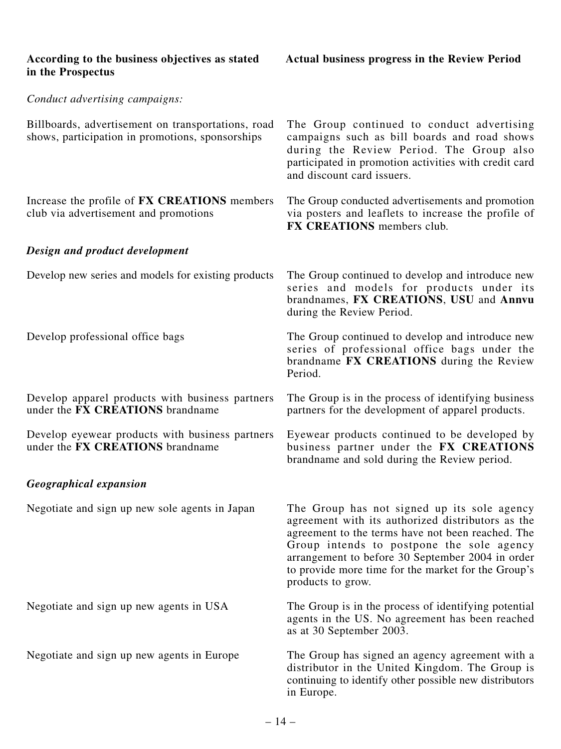| According to the business objectives as stated in the Prospectus | Actual business progress in the Review Period |
|---|---|
| *Conduct advertising campaigns:* | |
| Billboards, advertisement on transportations, road shows, participation in promotions, sponsorships | The Group continued to conduct advertising campaigns such as bill boards and road shows during the Review Period. The Group also participated in promotion activities with credit card and discount card issuers. |
| Increase the profile of **FX CREATIONS** members club via advertisement and promotions | The Group conducted advertisements and promotion via posters and leaflets to increase the profile of **FX CREATIONS** members club. |
| ***Design and product development*** | |
| Develop new series and models for existing products | The Group continued to develop and introduce new series and models for products under its brandnames, **FX CREATIONS**, **USU** and **Annvu** during the Review Period. |
| Develop professional office bags | The Group continued to develop and introduce new series of professional office bags under the brandname **FX CREATIONS** during the Review Period. |
| Develop apparel products with business partners under the **FX CREATIONS** brandname | The Group is in the process of identifying business partners for the development of apparel products. |
| Develop eyewear products with business partners under the **FX CREATIONS** brandname | Eyewear products continued to be developed by business partner under the **FX CREATIONS** brandname and sold during the Review period. |
| ***Geographical expansion*** | |
| Negotiate and sign up new sole agents in Japan | The Group has not signed up its sole agency agreement with its authorized distributors as the agreement to the terms have not been reached. The Group intends to postpone the sole agency arrangement to before 30 September 2004 in order to provide more time for the market for the Group's products to grow. |
| Negotiate and sign up new agents in USA | The Group is in the process of identifying potential agents in the US. No agreement has been reached as at 30 September 2003. |
| Negotiate and sign up new agents in Europe | The Group has signed an agency agreement with a distributor in the United Kingdom. The Group is continuing to identify other possible new distributors in Europe. |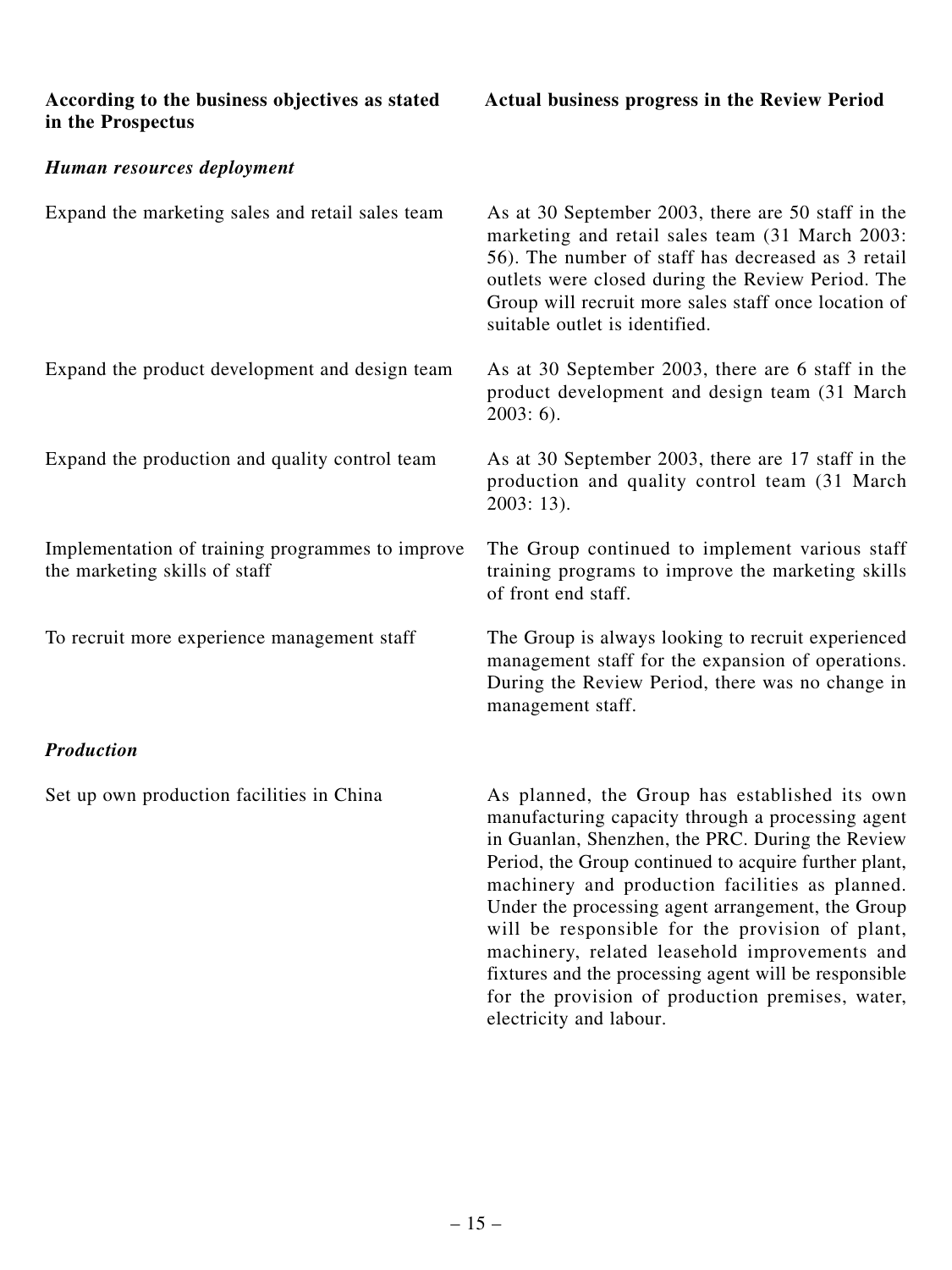| According to the business objectives as stated in the Prospectus | Actual business progress in the Review Period |
|---|---|
| ***Human resources deployment*** | |
| Expand the marketing sales and retail sales team | As at 30 September 2003, there are 50 staff in the marketing and retail sales team (31 March 2003: 56). The number of staff has decreased as 3 retail outlets were closed during the Review Period. The Group will recruit more sales staff once location of suitable outlet is identified. |
| Expand the product development and design team | As at 30 September 2003, there are 6 staff in the product development and design team (31 March 2003: 6). |
| Expand the production and quality control team | As at 30 September 2003, there are 17 staff in the production and quality control team (31 March 2003: 13). |
| Implementation of training programmes to improve the marketing skills of staff | The Group continued to implement various staff training programs to improve the marketing skills of front end staff. |
| To recruit more experience management staff | The Group is always looking to recruit experienced management staff for the expansion of operations. During the Review Period, there was no change in management staff. |
| ***Production*** | |
| Set up own production facilities in China | As planned, the Group has established its own manufacturing capacity through a processing agent in Guanlan, Shenzhen, the PRC. During the Review Period, the Group continued to acquire further plant, machinery and production facilities as planned. Under the processing agent arrangement, the Group will be responsible for the provision of plant, machinery, related leasehold improvements and fixtures and the processing agent will be responsible for the provision of production premises, water, electricity and labour. |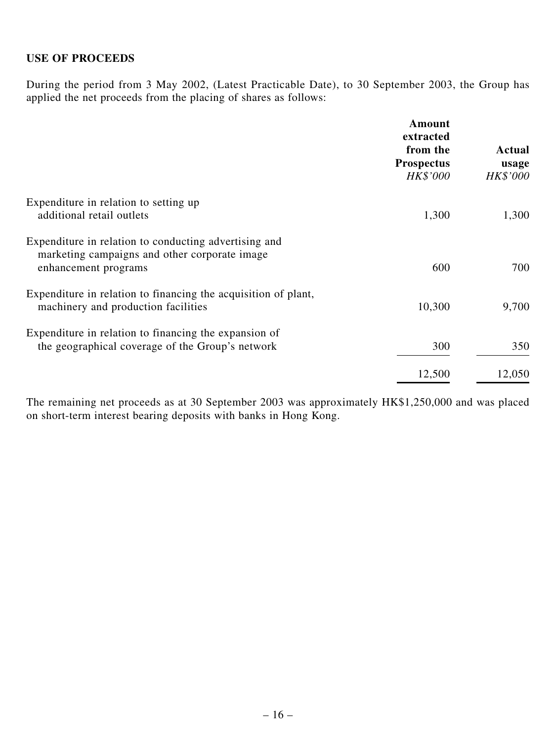## USE OF PROCEEDS

During the period from 3 May 2002, (Latest Practicable Date), to 30 September 2003, the Group has applied the net proceeds from the placing of shares as follows:

| | Amount extracted from the Prospectus *HK$'000* | Actual usage *HK$'000* |
|---|---|---|
| Expenditure in relation to setting up additional retail outlets | 1,300 | 1,300 |
| Expenditure in relation to conducting advertising and marketing campaigns and other corporate image enhancement programs | 600 | 700 |
| Expenditure in relation to financing the acquisition of plant, machinery and production facilities | 10,300 | 9,700 |
| Expenditure in relation to financing the expansion of the geographical coverage of the Group's network | 300 | 350 |
| | 12,500 | 12,050 |

The remaining net proceeds as at 30 September 2003 was approximately HK$1,250,000 and was placed on short-term interest bearing deposits with banks in Hong Kong.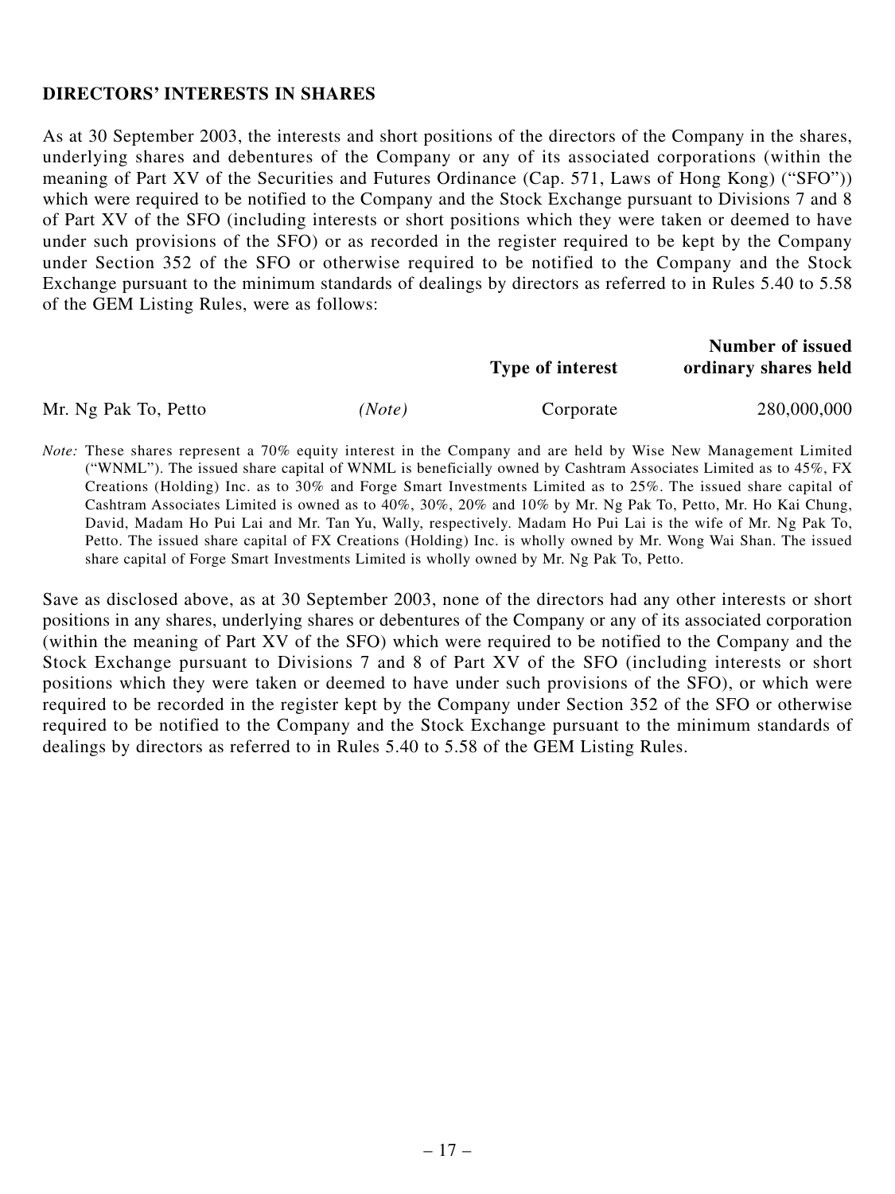## DIRECTORS' INTERESTS IN SHARES

As at 30 September 2003, the interests and short positions of the directors of the Company in the shares, underlying shares and debentures of the Company or any of its associated corporations (within the meaning of Part XV of the Securities and Futures Ordinance (Cap. 571, Laws of Hong Kong) ("SFO")) which were required to be notified to the Company and the Stock Exchange pursuant to Divisions 7 and 8 of Part XV of the SFO (including interests or short positions which they were taken or deemed to have under such provisions of the SFO) or as recorded in the register required to be kept by the Company under Section 352 of the SFO or otherwise required to be notified to the Company and the Stock Exchange pursuant to the minimum standards of dealings by directors as referred to in Rules 5.40 to 5.58 of the GEM Listing Rules, were as follows:

| | | Type of interest | Number of issued ordinary shares held |
|---|---|---|---|
| Mr. Ng Pak To, Petto | *(Note)* | Corporate | 280,000,000 |

*Note:* These shares represent a 70% equity interest in the Company and are held by Wise New Management Limited ("WNML"). The issued share capital of WNML is beneficially owned by Cashtram Associates Limited as to 45%, FX Creations (Holding) Inc. as to 30% and Forge Smart Investments Limited as to 25%. The issued share capital of Cashtram Associates Limited is owned as to 40%, 30%, 20% and 10% by Mr. Ng Pak To, Petto, Mr. Ho Kai Chung, David, Madam Ho Pui Lai and Mr. Tan Yu, Wally, respectively. Madam Ho Pui Lai is the wife of Mr. Ng Pak To, Petto. The issued share capital of FX Creations (Holding) Inc. is wholly owned by Mr. Wong Wai Shan. The issued share capital of Forge Smart Investments Limited is wholly owned by Mr. Ng Pak To, Petto.

Save as disclosed above, as at 30 September 2003, none of the directors had any other interests or short positions in any shares, underlying shares or debentures of the Company or any of its associated corporation (within the meaning of Part XV of the SFO) which were required to be notified to the Company and the Stock Exchange pursuant to Divisions 7 and 8 of Part XV of the SFO (including interests or short positions which they were taken or deemed to have under such provisions of the SFO), or which were required to be recorded in the register kept by the Company under Section 352 of the SFO or otherwise required to be notified to the Company and the Stock Exchange pursuant to the minimum standards of dealings by directors as referred to in Rules 5.40 to 5.58 of the GEM Listing Rules.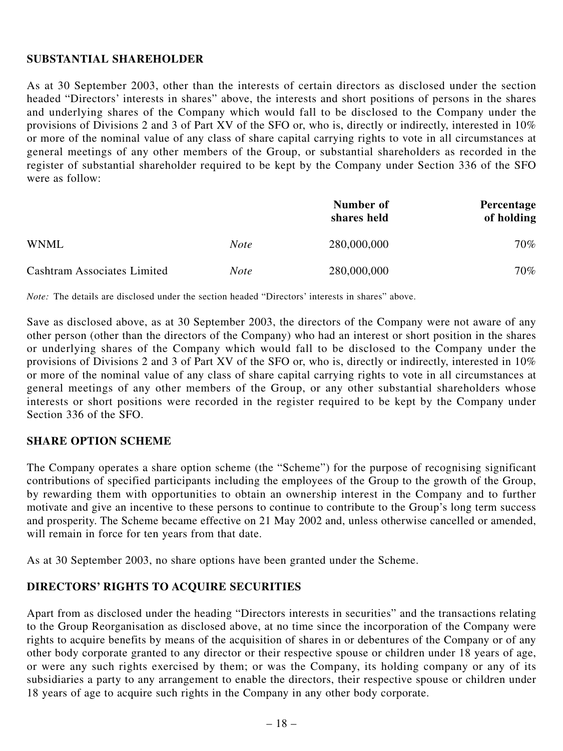## SUBSTANTIAL SHAREHOLDER

As at 30 September 2003, other than the interests of certain directors as disclosed under the section headed "Directors' interests in shares" above, the interests and short positions of persons in the shares and underlying shares of the Company which would fall to be disclosed to the Company under the provisions of Divisions 2 and 3 of Part XV of the SFO or, who is, directly or indirectly, interested in 10% or more of the nominal value of any class of share capital carrying rights to vote in all circumstances at general meetings of any other members of the Group, or substantial shareholders as recorded in the register of substantial shareholder required to be kept by the Company under Section 336 of the SFO were as follow:

| | | Number of shares held | Percentage of holding |
|---|---|---|---|
| WNML | *Note* | 280,000,000 | 70% |
| Cashtram Associates Limited | *Note* | 280,000,000 | 70% |

*Note:* The details are disclosed under the section headed "Directors' interests in shares" above.

Save as disclosed above, as at 30 September 2003, the directors of the Company were not aware of any other person (other than the directors of the Company) who had an interest or short position in the shares or underlying shares of the Company which would fall to be disclosed to the Company under the provisions of Divisions 2 and 3 of Part XV of the SFO or, who is, directly or indirectly, interested in 10% or more of the nominal value of any class of share capital carrying rights to vote in all circumstances at general meetings of any other members of the Group, or any other substantial shareholders whose interests or short positions were recorded in the register required to be kept by the Company under Section 336 of the SFO.

## SHARE OPTION SCHEME

The Company operates a share option scheme (the "Scheme") for the purpose of recognising significant contributions of specified participants including the employees of the Group to the growth of the Group, by rewarding them with opportunities to obtain an ownership interest in the Company and to further motivate and give an incentive to these persons to continue to contribute to the Group's long term success and prosperity. The Scheme became effective on 21 May 2002 and, unless otherwise cancelled or amended, will remain in force for ten years from that date.

As at 30 September 2003, no share options have been granted under the Scheme.

## DIRECTORS' RIGHTS TO ACQUIRE SECURITIES

Apart from as disclosed under the heading "Directors interests in securities" and the transactions relating to the Group Reorganisation as disclosed above, at no time since the incorporation of the Company were rights to acquire benefits by means of the acquisition of shares in or debentures of the Company or of any other body corporate granted to any director or their respective spouse or children under 18 years of age, or were any such rights exercised by them; or was the Company, its holding company or any of its subsidiaries a party to any arrangement to enable the directors, their respective spouse or children under 18 years of age to acquire such rights in the Company in any other body corporate.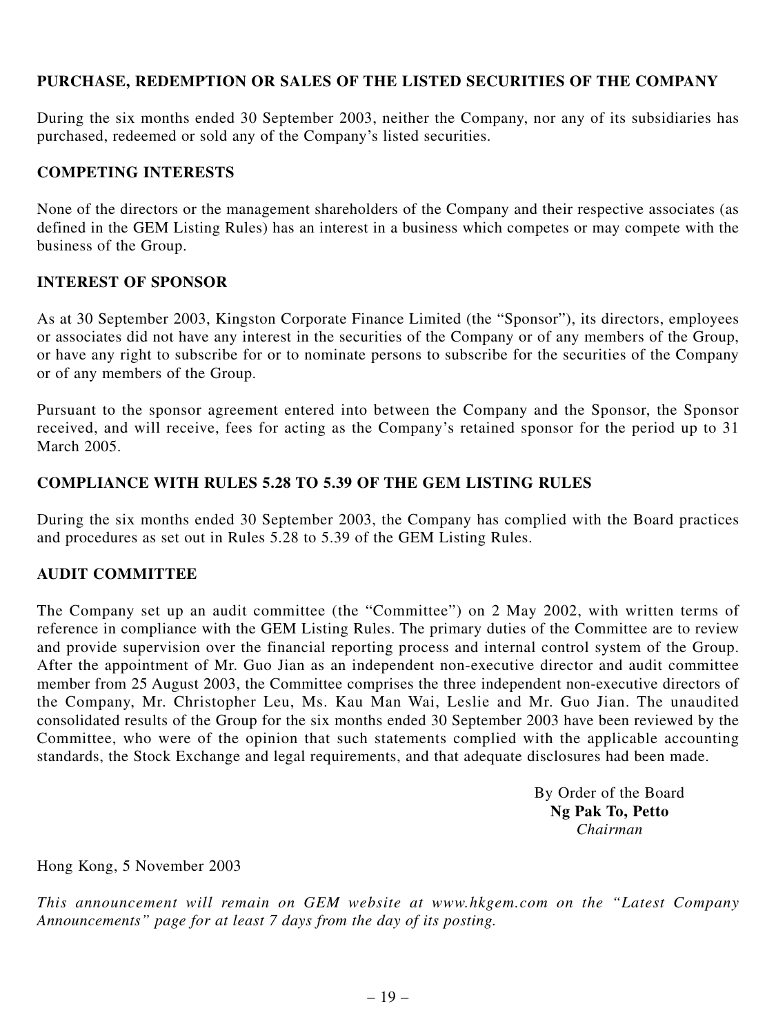## PURCHASE, REDEMPTION OR SALES OF THE LISTED SECURITIES OF THE COMPANY

During the six months ended 30 September 2003, neither the Company, nor any of its subsidiaries has purchased, redeemed or sold any of the Company's listed securities.

## COMPETING INTERESTS

None of the directors or the management shareholders of the Company and their respective associates (as defined in the GEM Listing Rules) has an interest in a business which competes or may compete with the business of the Group.

## INTEREST OF SPONSOR

As at 30 September 2003, Kingston Corporate Finance Limited (the "Sponsor"), its directors, employees or associates did not have any interest in the securities of the Company or of any members of the Group, or have any right to subscribe for or to nominate persons to subscribe for the securities of the Company or of any members of the Group.

Pursuant to the sponsor agreement entered into between the Company and the Sponsor, the Sponsor received, and will receive, fees for acting as the Company's retained sponsor for the period up to 31 March 2005.

## COMPLIANCE WITH RULES 5.28 TO 5.39 OF THE GEM LISTING RULES

During the six months ended 30 September 2003, the Company has complied with the Board practices and procedures as set out in Rules 5.28 to 5.39 of the GEM Listing Rules.

## AUDIT COMMITTEE

The Company set up an audit committee (the "Committee") on 2 May 2002, with written terms of reference in compliance with the GEM Listing Rules. The primary duties of the Committee are to review and provide supervision over the financial reporting process and internal control system of the Group. After the appointment of Mr. Guo Jian as an independent non-executive director and audit committee member from 25 August 2003, the Committee comprises the three independent non-executive directors of the Company, Mr. Christopher Leu, Ms. Kau Man Wai, Leslie and Mr. Guo Jian. The unaudited consolidated results of the Group for the six months ended 30 September 2003 have been reviewed by the Committee, who were of the opinion that such statements complied with the applicable accounting standards, the Stock Exchange and legal requirements, and that adequate disclosures had been made.

By Order of the Board
**Ng Pak To, Petto**
*Chairman*

Hong Kong, 5 November 2003

*This announcement will remain on GEM website at www.hkgem.com on the "Latest Company Announcements" page for at least 7 days from the day of its posting.*